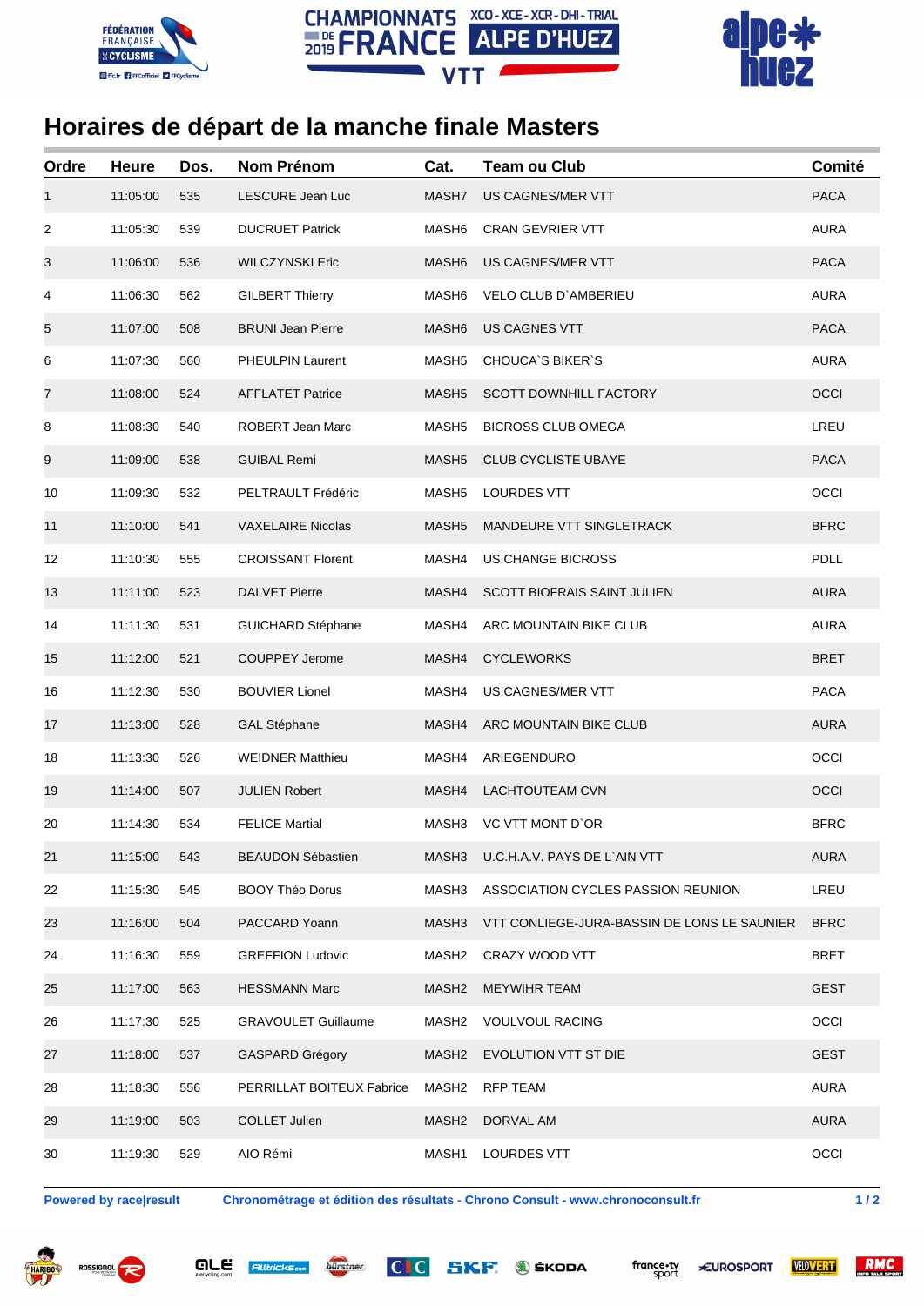# Horaires de départ de la manche finale Masters

| Ordre | Heure | Dos. | Nom Prénom | Cat. | Team ou Club | Comité |
|---|---|---|---|---|---|---|
| 1 | 11:05:00 | 535 | LESCURE Jean Luc | MASH7 | US CAGNES/MER VTT | PACA |
| 2 | 11:05:30 | 539 | DUCRUET Patrick | MASH6 | CRAN GEVRIER VTT | AURA |
| 3 | 11:06:00 | 536 | WILCZYNSKI Eric | MASH6 | US CAGNES/MER VTT | PACA |
| 4 | 11:06:30 | 562 | GILBERT Thierry | MASH6 | VELO CLUB D`AMBERIEU | AURA |
| 5 | 11:07:00 | 508 | BRUNI Jean Pierre | MASH6 | US CAGNES VTT | PACA |
| 6 | 11:07:30 | 560 | PHEULPIN Laurent | MASH5 | CHOUCA`S BIKER`S | AURA |
| 7 | 11:08:00 | 524 | AFFLATET Patrice | MASH5 | SCOTT DOWNHILL FACTORY | OCCI |
| 8 | 11:08:30 | 540 | ROBERT Jean Marc | MASH5 | BICROSS CLUB OMEGA | LREU |
| 9 | 11:09:00 | 538 | GUIBAL Remi | MASH5 | CLUB CYCLISTE UBAYE | PACA |
| 10 | 11:09:30 | 532 | PELTRAULT Frédéric | MASH5 | LOURDES VTT | OCCI |
| 11 | 11:10:00 | 541 | VAXELAIRE Nicolas | MASH5 | MANDEURE VTT SINGLETRACK | BFRC |
| 12 | 11:10:30 | 555 | CROISSANT Florent | MASH4 | US CHANGE BICROSS | PDLL |
| 13 | 11:11:00 | 523 | DALVET Pierre | MASH4 | SCOTT BIOFRAIS SAINT JULIEN | AURA |
| 14 | 11:11:30 | 531 | GUICHARD Stéphane | MASH4 | ARC MOUNTAIN BIKE CLUB | AURA |
| 15 | 11:12:00 | 521 | COUPPEY Jerome | MASH4 | CYCLEWORKS | BRET |
| 16 | 11:12:30 | 530 | BOUVIER Lionel | MASH4 | US CAGNES/MER VTT | PACA |
| 17 | 11:13:00 | 528 | GAL Stéphane | MASH4 | ARC MOUNTAIN BIKE CLUB | AURA |
| 18 | 11:13:30 | 526 | WEIDNER Matthieu | MASH4 | ARIEGENDURO | OCCI |
| 19 | 11:14:00 | 507 | JULIEN Robert | MASH4 | LACHTOUTEAM CVN | OCCI |
| 20 | 11:14:30 | 534 | FELICE Martial | MASH3 | VC VTT MONT D`OR | BFRC |
| 21 | 11:15:00 | 543 | BEAUDON Sébastien | MASH3 | U.C.H.A.V. PAYS DE L`AIN VTT | AURA |
| 22 | 11:15:30 | 545 | BOOY Théo Dorus | MASH3 | ASSOCIATION CYCLES PASSION REUNION | LREU |
| 23 | 11:16:00 | 504 | PACCARD Yoann | MASH3 | VTT CONLIEGE-JURA-BASSIN DE LONS LE SAUNIER | BFRC |
| 24 | 11:16:30 | 559 | GREFFION Ludovic | MASH2 | CRAZY WOOD VTT | BRET |
| 25 | 11:17:00 | 563 | HESSMANN Marc | MASH2 | MEYWIHR TEAM | GEST |
| 26 | 11:17:30 | 525 | GRAVOULET Guillaume | MASH2 | VOULVOUL RACING | OCCI |
| 27 | 11:18:00 | 537 | GASPARD Grégory | MASH2 | EVOLUTION VTT ST DIE | GEST |
| 28 | 11:18:30 | 556 | PERRILLAT BOITEUX Fabrice | MASH2 | RFP TEAM | AURA |
| 29 | 11:19:00 | 503 | COLLET Julien | MASH2 | DORVAL AM | AURA |
| 30 | 11:19:30 | 529 | AIO Rémi | MASH1 | LOURDES VTT | OCCI |

**Powered by race|result** **Chronométrage et édition des résultats - Chrono Consult - www.chronoconsult.fr**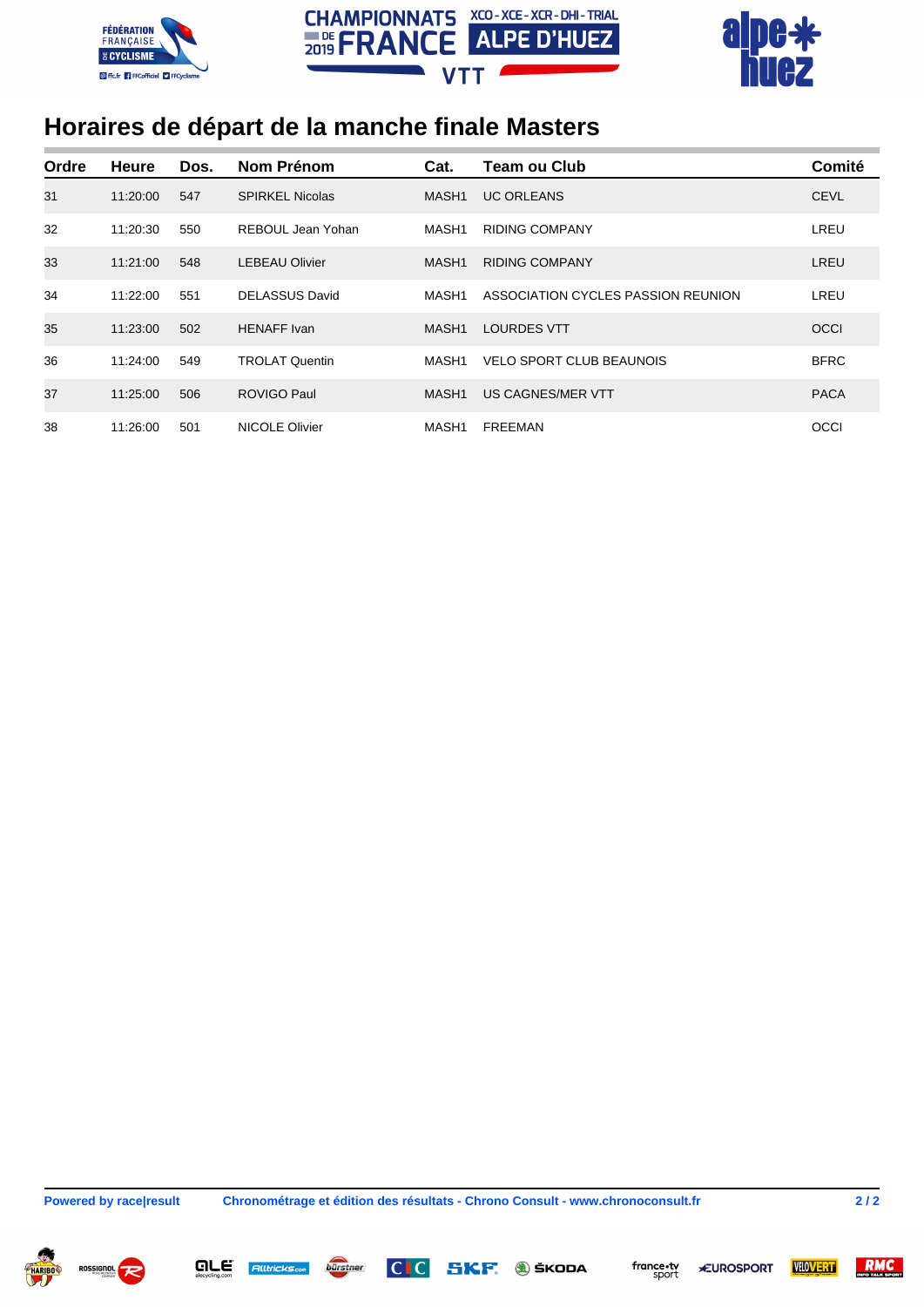# Horaires de départ de la manche finale Masters

| Ordre | Heure | Dos. | Nom Prénom | Cat. | Team ou Club | Comité |
|---|---|---|---|---|---|---|
| 31 | 11:20:00 | 547 | SPIRKEL Nicolas | MASH1 | UC ORLEANS | CEVL |
| 32 | 11:20:30 | 550 | REBOUL Jean Yohan | MASH1 | RIDING COMPANY | LREU |
| 33 | 11:21:00 | 548 | LEBEAU Olivier | MASH1 | RIDING COMPANY | LREU |
| 34 | 11:22:00 | 551 | DELASSUS David | MASH1 | ASSOCIATION CYCLES PASSION REUNION | LREU |
| 35 | 11:23:00 | 502 | HENAFF Ivan | MASH1 | LOURDES VTT | OCCI |
| 36 | 11:24:00 | 549 | TROLAT Quentin | MASH1 | VELO SPORT CLUB BEAUNOIS | BFRC |
| 37 | 11:25:00 | 506 | ROVIGO Paul | MASH1 | US CAGNES/MER VTT | PACA |
| 38 | 11:26:00 | 501 | NICOLE Olivier | MASH1 | FREEMAN | OCCI |

**Powered by race|result** **Chronométrage et édition des résultats - Chrono Consult - www.chronoconsult.fr**